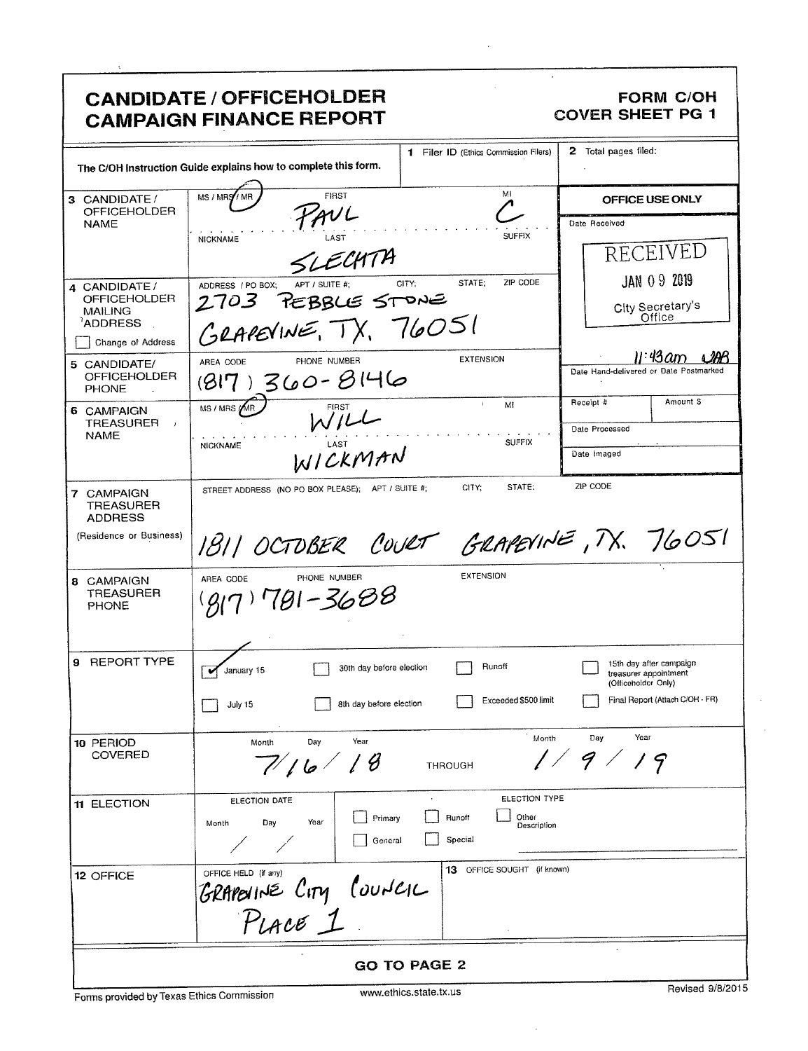# CANDIDATE / OFFICEHOLDER CAMPAIGN FINANCE REPORT

**FORM C/OH COVER SHEET PG 1**

The C/OH Instruction Guide explains how to complete this form.

**1** Filer ID (Ethics Commission Filers):

**2** Total pages filed:

| | | |
|---|---|---|
| **3** CANDIDATE / OFFICEHOLDER NAME | MS / MRS / MR: MR<br>FIRST: PAUL<br>MI: C<br>NICKNAME:<br>LAST: SLECHTA<br>SUFFIX: | **OFFICE USE ONLY**<br>Date Received<br>RECEIVED<br>JAN 09 2019<br>City Secretary's Office |
| **4** CANDIDATE / OFFICEHOLDER MAILING ADDRESS<br>☐ Change of Address | ADDRESS / PO BOX; APT / SUITE #; CITY; STATE; ZIP CODE<br>2703 PEBBLE STONE<br>GRAPEVINE, TX. 76051 | |
| **5** CANDIDATE/ OFFICEHOLDER PHONE | AREA CODE / PHONE NUMBER / EXTENSION<br>(817) 360-8146 | 11:43am JAB<br>Date Hand-delivered or Date Postmarked |
| **6** CAMPAIGN TREASURER NAME | MS / MRS / MR: MR<br>FIRST: WILL<br>MI:<br>NICKNAME:<br>LAST: WICKMAN<br>SUFFIX: | Receipt # / Amount $<br>Date Processed<br>Date Imaged |

**7** CAMPAIGN TREASURER ADDRESS (Residence or Business)

STREET ADDRESS (NO PO BOX PLEASE); APT / SUITE #; CITY; STATE; ZIP CODE

1811 OCTOBER COURT GRAPEVINE, TX. 76051

**8** CAMPAIGN TREASURER PHONE

AREA CODE / PHONE NUMBER / EXTENSION

(817) 781-3688

**9** REPORT TYPE

- ☑ January 15
- ☐ July 15
- ☐ 30th day before election
- ☐ 8th day before election
- ☐ Runoff
- ☐ Exceeded $500 limit
- ☐ 15th day after campaign treasurer appointment (Officeholder Only)
- ☐ Final Report (Attach C/OH - FR)

**10** PERIOD COVERED

Month / Day / Year: 7/16/18 THROUGH Month / Day / Year: 1/9/19

**11** ELECTION

ELECTION DATE: Month / Day / Year: / /

ELECTION TYPE:

- ☐ Primary
- ☐ General
- ☐ Runoff
- ☐ Special
- ☐ Other Description

**12** OFFICE

OFFICE HELD (if any): GRAPEVINE CITY COUNCIL PLACE 1

**13** OFFICE SOUGHT (if known):

**GO TO PAGE 2**

Forms provided by Texas Ethics Commission www.ethics.state.tx.us Revised 9/8/2015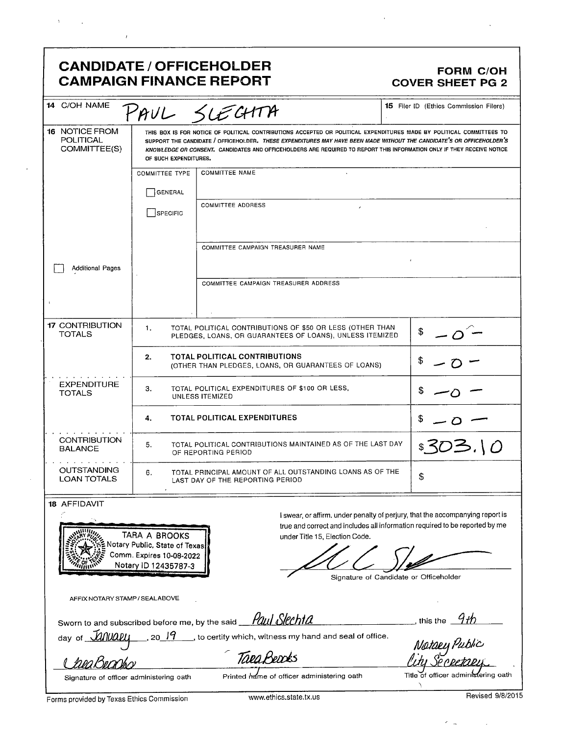# CANDIDATE / OFFICEHOLDER CAMPAIGN FINANCE REPORT

**FORM C/OH**
**COVER SHEET PG 2**

| | |
|---|---|
| **14** C/OH NAME | PAUL SLECHTA |
| **15** Filer ID (Ethics Commission Filers) | |

**16** NOTICE FROM POLITICAL COMMITTEE(S)

THIS BOX IS FOR NOTICE OF POLITICAL CONTRIBUTIONS ACCEPTED OR POLITICAL EXPENDITURES MADE BY POLITICAL COMMITTEES TO SUPPORT THE CANDIDATE / OFFICEHOLDER. *THESE EXPENDITURES MAY HAVE BEEN MADE WITHOUT THE CANDIDATE'S OR OFFICEHOLDER'S KNOWLEDGE OR CONSENT.* CANDIDATES AND OFFICEHOLDERS ARE REQUIRED TO REPORT THIS INFORMATION ONLY IF THEY RECEIVE NOTICE OF SUCH EXPENDITURES.

| COMMITTEE TYPE | |
|---|---|
| ☐ GENERAL | COMMITTEE NAME: |
| ☐ SPECIFIC | COMMITTEE ADDRESS: |
| | COMMITTEE CAMPAIGN TREASURER NAME: |
| | COMMITTEE CAMPAIGN TREASURER ADDRESS: |

☐ Additional Pages

| Section | # | Description | Amount |
|---|---|---|---|
| **17** CONTRIBUTION TOTALS | 1. | TOTAL POLITICAL CONTRIBUTIONS OF $50 OR LESS (OTHER THAN PLEDGES, LOANS, OR GUARANTEES OF LOANS), UNLESS ITEMIZED | $ -0- |
| | 2. | **TOTAL POLITICAL CONTRIBUTIONS** (OTHER THAN PLEDGES, LOANS, OR GUARANTEES OF LOANS) | $ -0- |
| EXPENDITURE TOTALS | 3. | TOTAL POLITICAL EXPENDITURES OF $100 OR LESS, UNLESS ITEMIZED | $ -0- |
| | 4. | **TOTAL POLITICAL EXPENDITURES** | $ -0- |
| CONTRIBUTION BALANCE | 5. | TOTAL POLITICAL CONTRIBUTIONS MAINTAINED AS OF THE LAST DAY OF REPORTING PERIOD | $303.10 |
| OUTSTANDING LOAN TOTALS | 6. | TOTAL PRINCIPAL AMOUNT OF ALL OUTSTANDING LOANS AS OF THE LAST DAY OF THE REPORTING PERIOD | $ |

**18** AFFIDAVIT

TARA A BROOKS
Notary Public, State of Texas
Comm. Expires 10-08-2022
Notary ID 12435787-3

AFFIX NOTARY STAMP / SEAL ABOVE

I swear, or affirm, under penalty of perjury, that the accompanying report is true and correct and includes all information required to be reported by me under Title 15, Election Code.

[Signature]
Signature of Candidate or Officeholder

Sworn to and subscribed before me, by the said Paul Slechta, this the 9th day of January, 20 19, to certify which, witness my hand and seal of office.

| [Signature] | Tara Brooks | Notary Public City Secretary |
|---|---|---|
| Signature of officer administering oath | Printed name of officer administering oath | Title of officer administering oath |

Forms provided by Texas Ethics Commission | www.ethics.state.tx.us | Revised 9/8/2015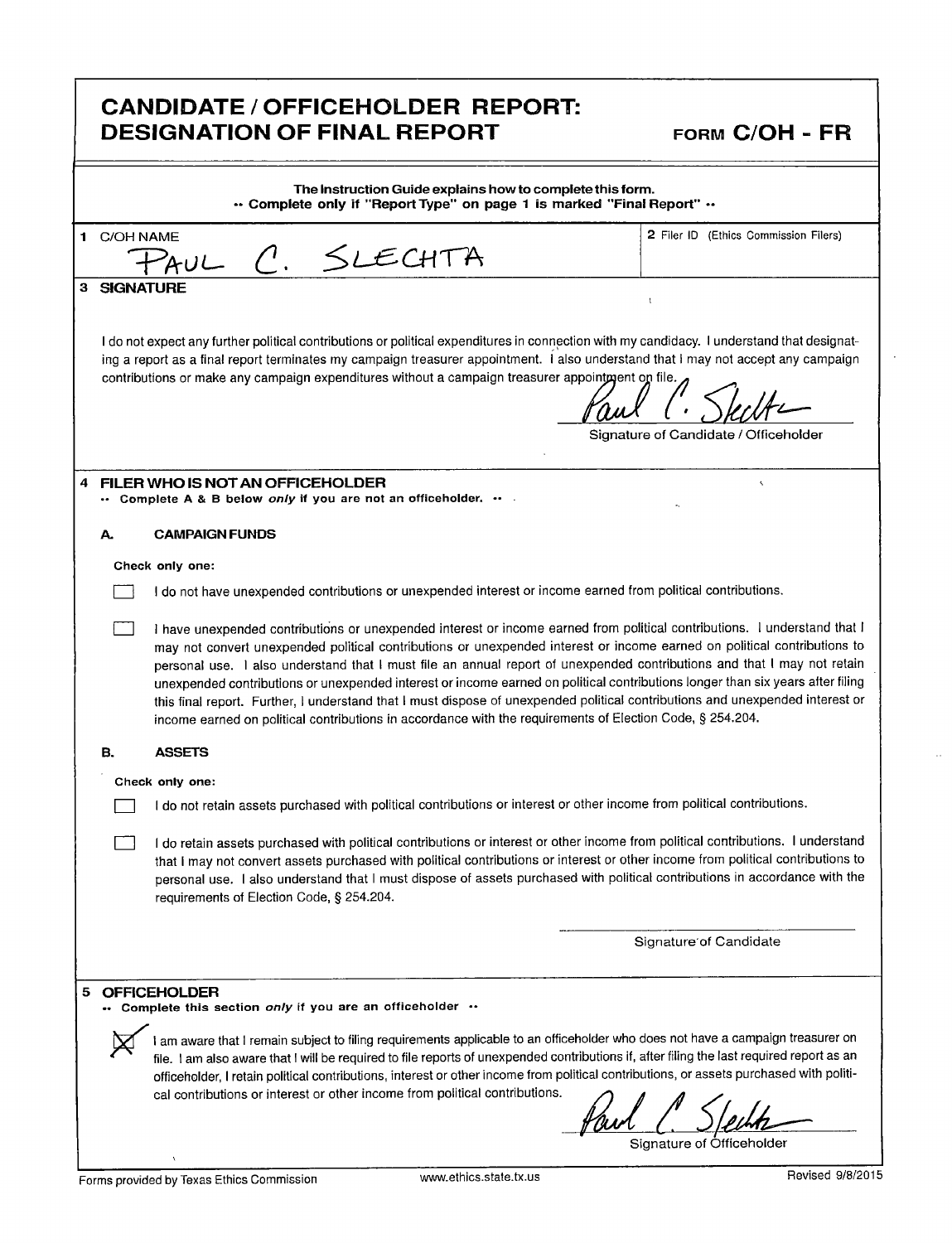# CANDIDATE / OFFICEHOLDER REPORT: DESIGNATION OF FINAL REPORT

**FORM C/OH - FR**

**The Instruction Guide explains how to complete this form.**
**•• Complete only if "Report Type" on page 1 is marked "Final Report" ••**

| | |
|---|---|
| **1** C/OH NAME<br>PAUL C. SLECHTA | **2** Filer ID (Ethics Commission Filers) |

## 3 SIGNATURE

I do not expect any further political contributions or political expenditures in connection with my candidacy. I understand that designating a report as a final report terminates my campaign treasurer appointment. I also understand that I may not accept any campaign contributions or make any campaign expenditures without a campaign treasurer appointment on file.

Paul C. Slechta

Signature of Candidate / Officeholder

## 4 FILER WHO IS NOT AN OFFICEHOLDER

**•• Complete A & B below *only* if you are not an officeholder. ••**

### A. CAMPAIGN FUNDS

**Check only one:**

- [ ] I do not have unexpended contributions or unexpended interest or income earned from political contributions.

- [ ] I have unexpended contributions or unexpended interest or income earned from political contributions. I understand that I may not convert unexpended political contributions or unexpended interest or income earned on political contributions to personal use. I also understand that I must file an annual report of unexpended contributions and that I may not retain unexpended contributions or unexpended interest or income earned on political contributions longer than six years after filing this final report. Further, I understand that I must dispose of unexpended political contributions and unexpended interest or income earned on political contributions in accordance with the requirements of Election Code, § 254.204.

### B. ASSETS

**Check only one:**

- [ ] I do not retain assets purchased with political contributions or interest or other income from political contributions.

- [ ] I do retain assets purchased with political contributions or interest or other income from political contributions. I understand that I may not convert assets purchased with political contributions or interest or other income from political contributions to personal use. I also understand that I must dispose of assets purchased with political contributions in accordance with the requirements of Election Code, § 254.204.

Signature of Candidate

## 5 OFFICEHOLDER

**•• Complete this section *only* if you are an officeholder ••**

- [x] I am aware that I remain subject to filing requirements applicable to an officeholder who does not have a campaign treasurer on file. I am also aware that I will be required to file reports of unexpended contributions if, after filing the last required report as an officeholder, I retain political contributions, interest or other income from political contributions, or assets purchased with political contributions or interest or other income from political contributions.

Paul C. Slechta

Signature of Officeholder

Forms provided by Texas Ethics Commission www.ethics.state.tx.us Revised 9/8/2015